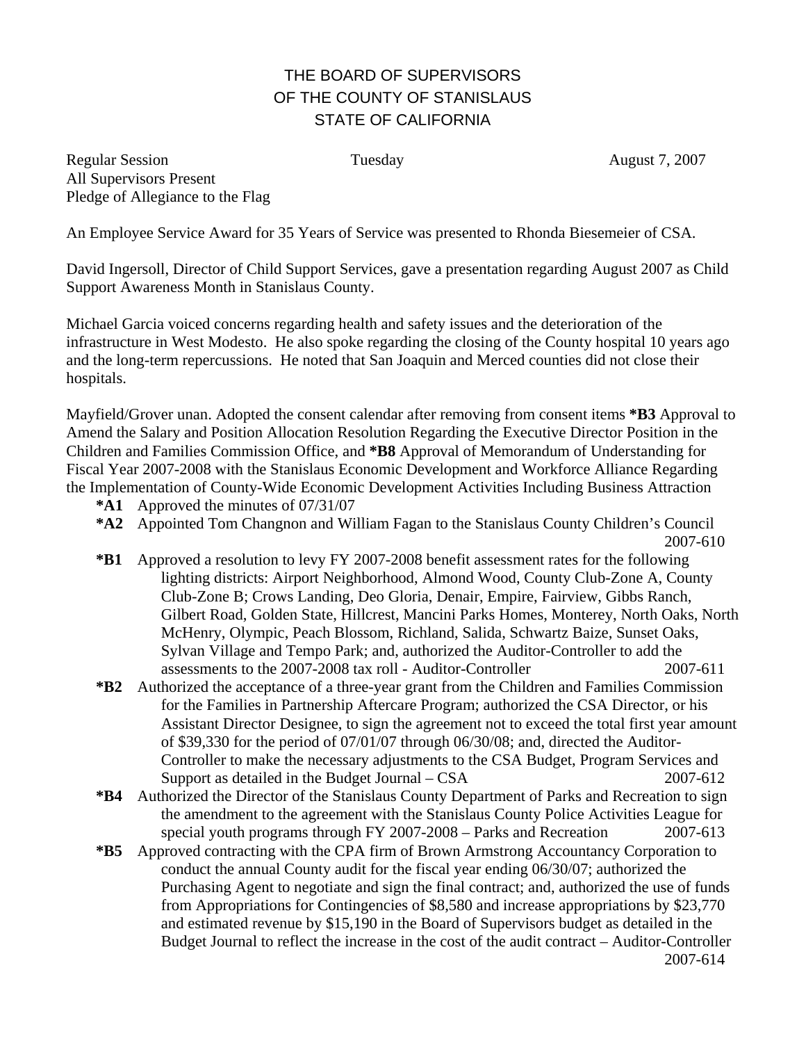# THE BOARD OF SUPERVISORS
# OF THE COUNTY OF STANISLAUS
# STATE OF CALIFORNIA

Regular Session    Tuesday    August 7, 2007
All Supervisors Present
Pledge of Allegiance to the Flag

An Employee Service Award for 35 Years of Service was presented to Rhonda Biesemeier of CSA.

David Ingersoll, Director of Child Support Services, gave a presentation regarding August 2007 as Child Support Awareness Month in Stanislaus County.

Michael Garcia voiced concerns regarding health and safety issues and the deterioration of the infrastructure in West Modesto. He also spoke regarding the closing of the County hospital 10 years ago and the long-term repercussions. He noted that San Joaquin and Merced counties did not close their hospitals.

Mayfield/Grover unan. Adopted the consent calendar after removing from consent items **\*B3** Approval to Amend the Salary and Position Allocation Resolution Regarding the Executive Director Position in the Children and Families Commission Office, and **\*B8** Approval of Memorandum of Understanding for Fiscal Year 2007-2008 with the Stanislaus Economic Development and Workforce Alliance Regarding the Implementation of County-Wide Economic Development Activities Including Business Attraction

- **\*A1** Approved the minutes of 07/31/07
- **\*A2** Appointed Tom Changnon and William Fagan to the Stanislaus County Children's Council 2007-610
- **\*B1** Approved a resolution to levy FY 2007-2008 benefit assessment rates for the following lighting districts: Airport Neighborhood, Almond Wood, County Club-Zone A, County Club-Zone B; Crows Landing, Deo Gloria, Denair, Empire, Fairview, Gibbs Ranch, Gilbert Road, Golden State, Hillcrest, Mancini Parks Homes, Monterey, North Oaks, North McHenry, Olympic, Peach Blossom, Richland, Salida, Schwartz Baize, Sunset Oaks, Sylvan Village and Tempo Park; and, authorized the Auditor-Controller to add the assessments to the 2007-2008 tax roll - Auditor-Controller 2007-611
- **\*B2** Authorized the acceptance of a three-year grant from the Children and Families Commission for the Families in Partnership Aftercare Program; authorized the CSA Director, or his Assistant Director Designee, to sign the agreement not to exceed the total first year amount of $39,330 for the period of 07/01/07 through 06/30/08; and, directed the Auditor-Controller to make the necessary adjustments to the CSA Budget, Program Services and Support as detailed in the Budget Journal – CSA 2007-612
- **\*B4** Authorized the Director of the Stanislaus County Department of Parks and Recreation to sign the amendment to the agreement with the Stanislaus County Police Activities League for special youth programs through FY 2007-2008 – Parks and Recreation 2007-613
- **\*B5** Approved contracting with the CPA firm of Brown Armstrong Accountancy Corporation to conduct the annual County audit for the fiscal year ending 06/30/07; authorized the Purchasing Agent to negotiate and sign the final contract; and, authorized the use of funds from Appropriations for Contingencies of $8,580 and increase appropriations by $23,770 and estimated revenue by $15,190 in the Board of Supervisors budget as detailed in the Budget Journal to reflect the increase in the cost of the audit contract – Auditor-Controller 2007-614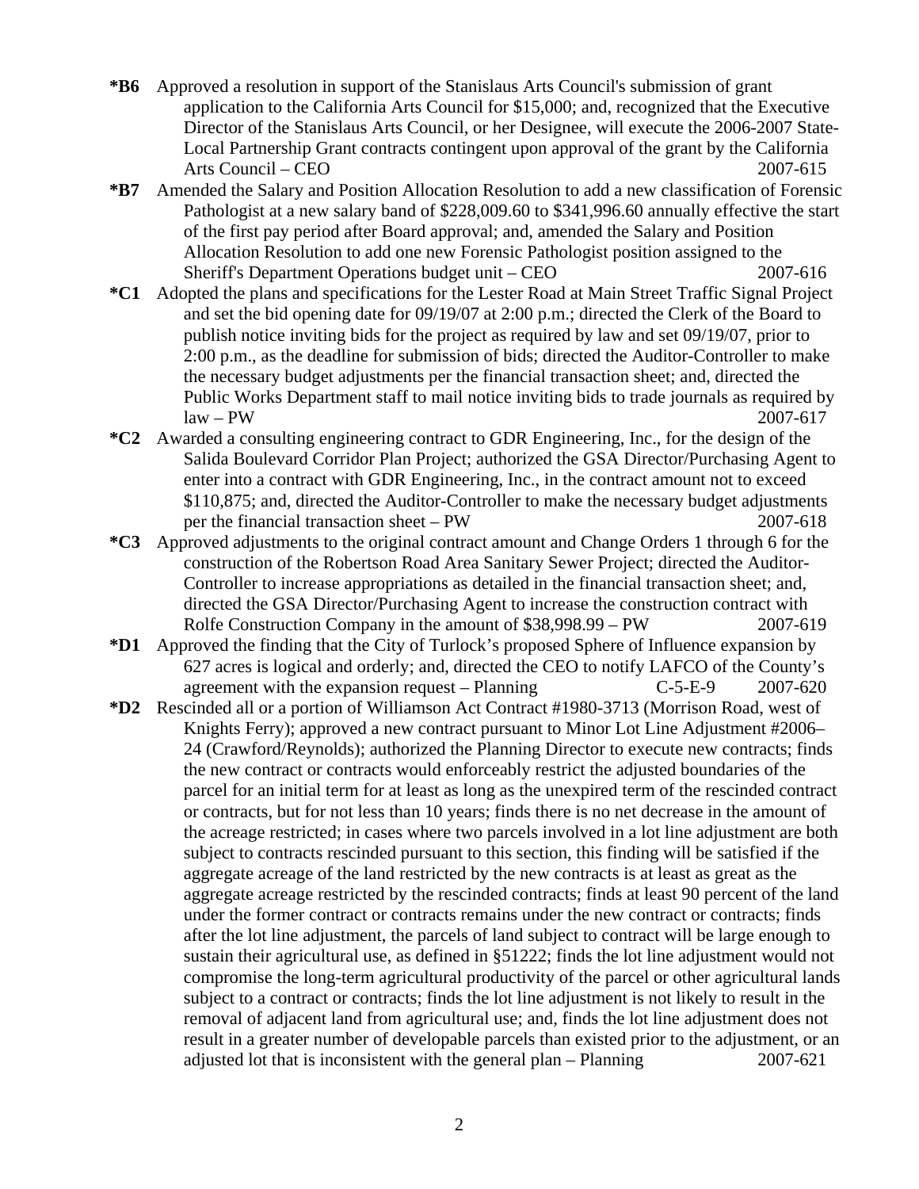**\*B6** Approved a resolution in support of the Stanislaus Arts Council's submission of grant application to the California Arts Council for $15,000; and, recognized that the Executive Director of the Stanislaus Arts Council, or her Designee, will execute the 2006-2007 State-Local Partnership Grant contracts contingent upon approval of the grant by the California Arts Council – CEO 2007-615

**\*B7** Amended the Salary and Position Allocation Resolution to add a new classification of Forensic Pathologist at a new salary band of $228,009.60 to $341,996.60 annually effective the start of the first pay period after Board approval; and, amended the Salary and Position Allocation Resolution to add one new Forensic Pathologist position assigned to the Sheriff's Department Operations budget unit – CEO 2007-616

**\*C1** Adopted the plans and specifications for the Lester Road at Main Street Traffic Signal Project and set the bid opening date for 09/19/07 at 2:00 p.m.; directed the Clerk of the Board to publish notice inviting bids for the project as required by law and set 09/19/07, prior to 2:00 p.m., as the deadline for submission of bids; directed the Auditor-Controller to make the necessary budget adjustments per the financial transaction sheet; and, directed the Public Works Department staff to mail notice inviting bids to trade journals as required by law – PW 2007-617

**\*C2** Awarded a consulting engineering contract to GDR Engineering, Inc., for the design of the Salida Boulevard Corridor Plan Project; authorized the GSA Director/Purchasing Agent to enter into a contract with GDR Engineering, Inc., in the contract amount not to exceed $110,875; and, directed the Auditor-Controller to make the necessary budget adjustments per the financial transaction sheet – PW 2007-618

**\*C3** Approved adjustments to the original contract amount and Change Orders 1 through 6 for the construction of the Robertson Road Area Sanitary Sewer Project; directed the Auditor-Controller to increase appropriations as detailed in the financial transaction sheet; and, directed the GSA Director/Purchasing Agent to increase the construction contract with Rolfe Construction Company in the amount of $38,998.99 – PW 2007-619

**\*D1** Approved the finding that the City of Turlock's proposed Sphere of Influence expansion by 627 acres is logical and orderly; and, directed the CEO to notify LAFCO of the County's agreement with the expansion request – Planning C-5-E-9 2007-620

**\*D2** Rescinded all or a portion of Williamson Act Contract #1980-3713 (Morrison Road, west of Knights Ferry); approved a new contract pursuant to Minor Lot Line Adjustment #2006–24 (Crawford/Reynolds); authorized the Planning Director to execute new contracts; finds the new contract or contracts would enforceably restrict the adjusted boundaries of the parcel for an initial term for at least as long as the unexpired term of the rescinded contract or contracts, but for not less than 10 years; finds there is no net decrease in the amount of the acreage restricted; in cases where two parcels involved in a lot line adjustment are both subject to contracts rescinded pursuant to this section, this finding will be satisfied if the aggregate acreage of the land restricted by the new contracts is at least as great as the aggregate acreage restricted by the rescinded contracts; finds at least 90 percent of the land under the former contract or contracts remains under the new contract or contracts; finds after the lot line adjustment, the parcels of land subject to contract will be large enough to sustain their agricultural use, as defined in §51222; finds the lot line adjustment would not compromise the long-term agricultural productivity of the parcel or other agricultural lands subject to a contract or contracts; finds the lot line adjustment is not likely to result in the removal of adjacent land from agricultural use; and, finds the lot line adjustment does not result in a greater number of developable parcels than existed prior to the adjustment, or an adjusted lot that is inconsistent with the general plan – Planning 2007-621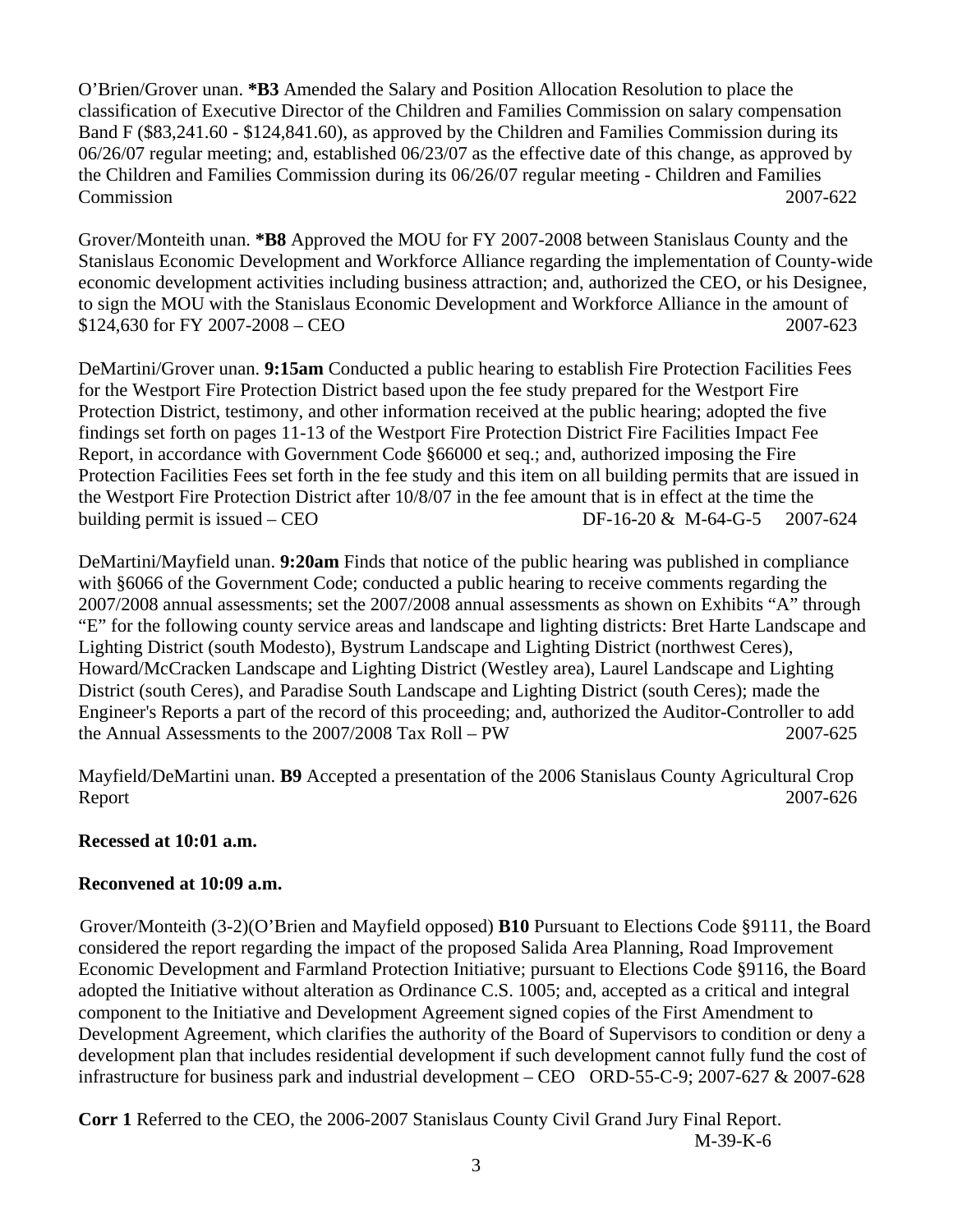O'Brien/Grover unan. **\*B3** Amended the Salary and Position Allocation Resolution to place the classification of Executive Director of the Children and Families Commission on salary compensation Band F ($83,241.60 - $124,841.60), as approved by the Children and Families Commission during its 06/26/07 regular meeting; and, established 06/23/07 as the effective date of this change, as approved by the Children and Families Commission during its 06/26/07 regular meeting - Children and Families Commission 2007-622

Grover/Monteith unan. **\*B8** Approved the MOU for FY 2007-2008 between Stanislaus County and the Stanislaus Economic Development and Workforce Alliance regarding the implementation of County-wide economic development activities including business attraction; and, authorized the CEO, or his Designee, to sign the MOU with the Stanislaus Economic Development and Workforce Alliance in the amount of $124,630 for FY 2007-2008 – CEO 2007-623

DeMartini/Grover unan. **9:15am** Conducted a public hearing to establish Fire Protection Facilities Fees for the Westport Fire Protection District based upon the fee study prepared for the Westport Fire Protection District, testimony, and other information received at the public hearing; adopted the five findings set forth on pages 11-13 of the Westport Fire Protection District Fire Facilities Impact Fee Report, in accordance with Government Code §66000 et seq.; and, authorized imposing the Fire Protection Facilities Fees set forth in the fee study and this item on all building permits that are issued in the Westport Fire Protection District after 10/8/07 in the fee amount that is in effect at the time the building permit is issued – CEO DF-16-20 & M-64-G-5 2007-624

DeMartini/Mayfield unan. **9:20am** Finds that notice of the public hearing was published in compliance with §6066 of the Government Code; conducted a public hearing to receive comments regarding the 2007/2008 annual assessments; set the 2007/2008 annual assessments as shown on Exhibits "A" through "E" for the following county service areas and landscape and lighting districts: Bret Harte Landscape and Lighting District (south Modesto), Bystrum Landscape and Lighting District (northwest Ceres), Howard/McCracken Landscape and Lighting District (Westley area), Laurel Landscape and Lighting District (south Ceres), and Paradise South Landscape and Lighting District (south Ceres); made the Engineer's Reports a part of the record of this proceeding; and, authorized the Auditor-Controller to add the Annual Assessments to the 2007/2008 Tax Roll – PW 2007-625

Mayfield/DeMartini unan. **B9** Accepted a presentation of the 2006 Stanislaus County Agricultural Crop Report 2007-626

**Recessed at 10:01 a.m.**

**Reconvened at 10:09 a.m.**

Grover/Monteith (3-2)(O'Brien and Mayfield opposed) **B10** Pursuant to Elections Code §9111, the Board considered the report regarding the impact of the proposed Salida Area Planning, Road Improvement Economic Development and Farmland Protection Initiative; pursuant to Elections Code §9116, the Board adopted the Initiative without alteration as Ordinance C.S. 1005; and, accepted as a critical and integral component to the Initiative and Development Agreement signed copies of the First Amendment to Development Agreement, which clarifies the authority of the Board of Supervisors to condition or deny a development plan that includes residential development if such development cannot fully fund the cost of infrastructure for business park and industrial development – CEO ORD-55-C-9; 2007-627 & 2007-628

**Corr 1** Referred to the CEO, the 2006-2007 Stanislaus County Civil Grand Jury Final Report. M-39-K-6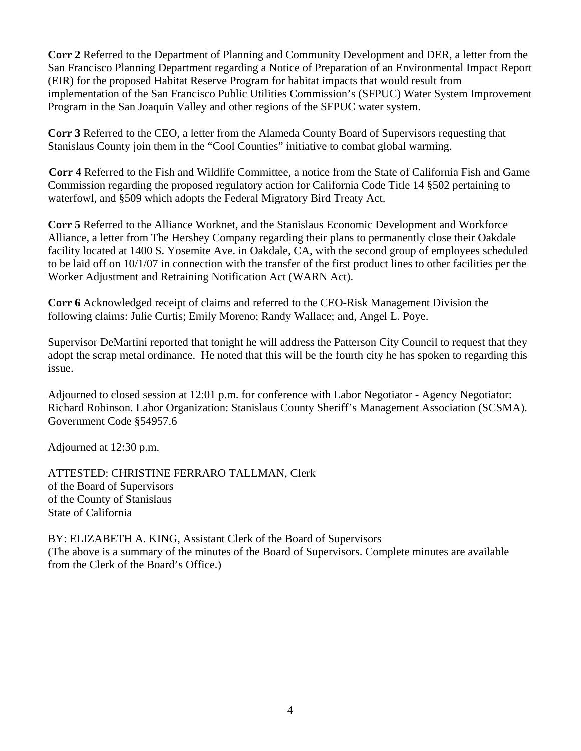**Corr 2** Referred to the Department of Planning and Community Development and DER, a letter from the San Francisco Planning Department regarding a Notice of Preparation of an Environmental Impact Report (EIR) for the proposed Habitat Reserve Program for habitat impacts that would result from implementation of the San Francisco Public Utilities Commission's (SFPUC) Water System Improvement Program in the San Joaquin Valley and other regions of the SFPUC water system.

**Corr 3** Referred to the CEO, a letter from the Alameda County Board of Supervisors requesting that Stanislaus County join them in the "Cool Counties" initiative to combat global warming.

**Corr 4** Referred to the Fish and Wildlife Committee, a notice from the State of California Fish and Game Commission regarding the proposed regulatory action for California Code Title 14 §502 pertaining to waterfowl, and §509 which adopts the Federal Migratory Bird Treaty Act.

**Corr 5** Referred to the Alliance Worknet, and the Stanislaus Economic Development and Workforce Alliance, a letter from The Hershey Company regarding their plans to permanently close their Oakdale facility located at 1400 S. Yosemite Ave. in Oakdale, CA, with the second group of employees scheduled to be laid off on 10/1/07 in connection with the transfer of the first product lines to other facilities per the Worker Adjustment and Retraining Notification Act (WARN Act).

**Corr 6** Acknowledged receipt of claims and referred to the CEO-Risk Management Division the following claims: Julie Curtis; Emily Moreno; Randy Wallace; and, Angel L. Poye.

Supervisor DeMartini reported that tonight he will address the Patterson City Council to request that they adopt the scrap metal ordinance. He noted that this will be the fourth city he has spoken to regarding this issue.

Adjourned to closed session at 12:01 p.m. for conference with Labor Negotiator - Agency Negotiator: Richard Robinson. Labor Organization: Stanislaus County Sheriff's Management Association (SCSMA). Government Code §54957.6

Adjourned at 12:30 p.m.

ATTESTED: CHRISTINE FERRARO TALLMAN, Clerk
of the Board of Supervisors
of the County of Stanislaus
State of California

BY: ELIZABETH A. KING, Assistant Clerk of the Board of Supervisors
(The above is a summary of the minutes of the Board of Supervisors. Complete minutes are available from the Clerk of the Board's Office.)